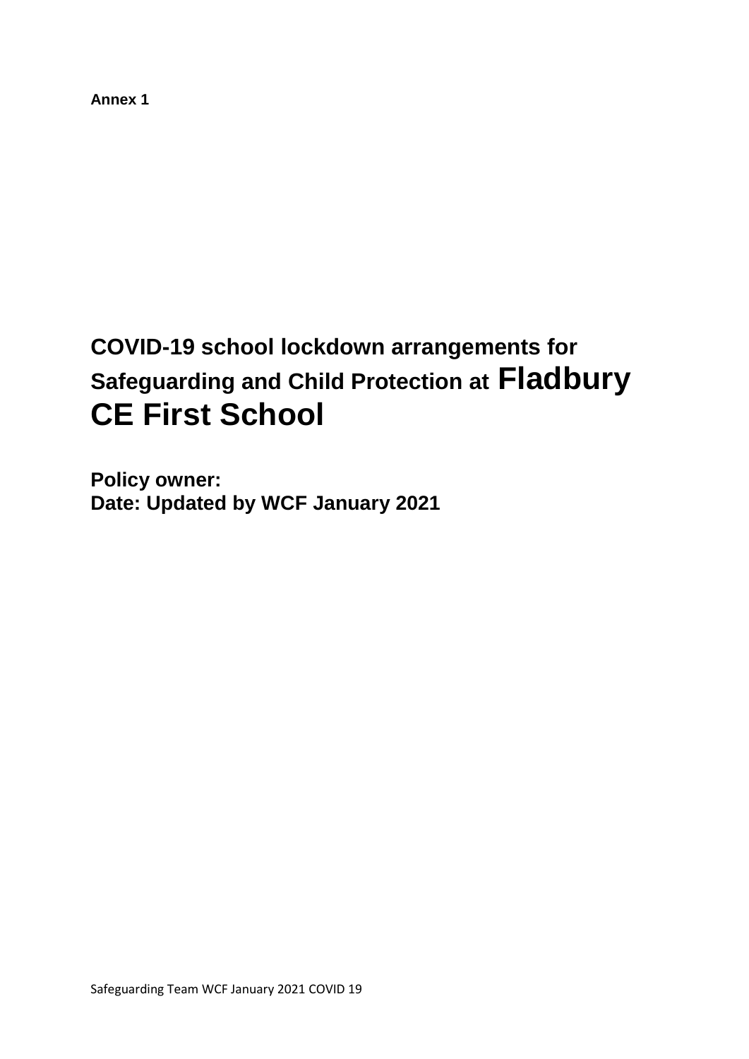**Annex 1**

# COVID-19 school lockdown arrangements for Safeguarding and Child Protection at Fladbury CE First School

**Policy owner:**
**Date: Updated by WCF January 2021**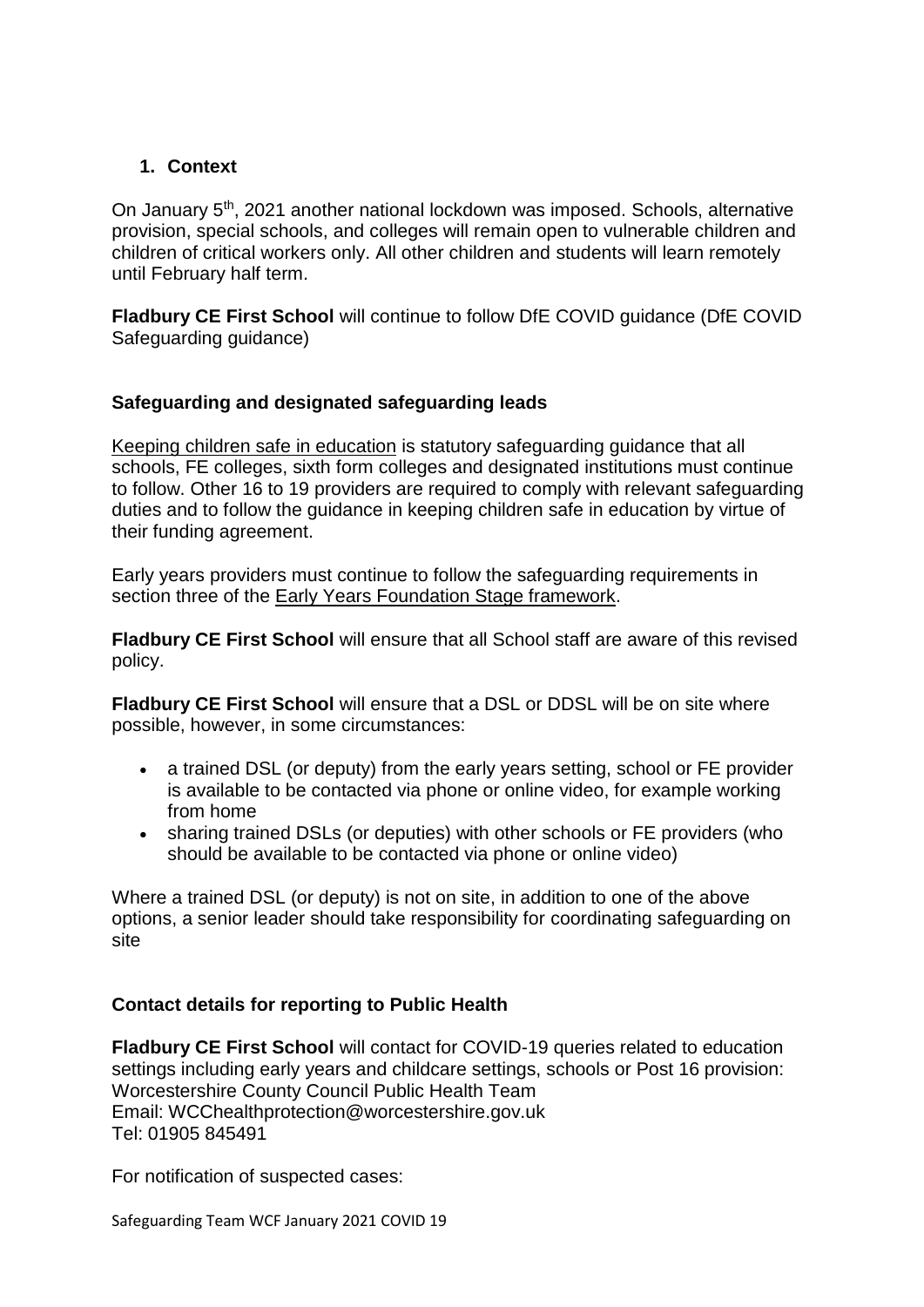## 1. Context

On January 5th, 2021 another national lockdown was imposed. Schools, alternative provision, special schools, and colleges will remain open to vulnerable children and children of critical workers only. All other children and students will learn remotely until February half term.

**Fladbury CE First School** will continue to follow DfE COVID guidance (DfE COVID Safeguarding guidance)

### Safeguarding and designated safeguarding leads

Keeping children safe in education is statutory safeguarding guidance that all schools, FE colleges, sixth form colleges and designated institutions must continue to follow. Other 16 to 19 providers are required to comply with relevant safeguarding duties and to follow the guidance in keeping children safe in education by virtue of their funding agreement.

Early years providers must continue to follow the safeguarding requirements in section three of the Early Years Foundation Stage framework.

**Fladbury CE First School** will ensure that all School staff are aware of this revised policy.

**Fladbury CE First School** will ensure that a DSL or DDSL will be on site where possible, however, in some circumstances:

- a trained DSL (or deputy) from the early years setting, school or FE provider is available to be contacted via phone or online video, for example working from home
- sharing trained DSLs (or deputies) with other schools or FE providers (who should be available to be contacted via phone or online video)

Where a trained DSL (or deputy) is not on site, in addition to one of the above options, a senior leader should take responsibility for coordinating safeguarding on site

### Contact details for reporting to Public Health

**Fladbury CE First School** will contact for COVID-19 queries related to education settings including early years and childcare settings, schools or Post 16 provision:
Worcestershire County Council Public Health Team
Email: WCChealthprotection@worcestershire.gov.uk
Tel: 01905 845491

For notification of suspected cases: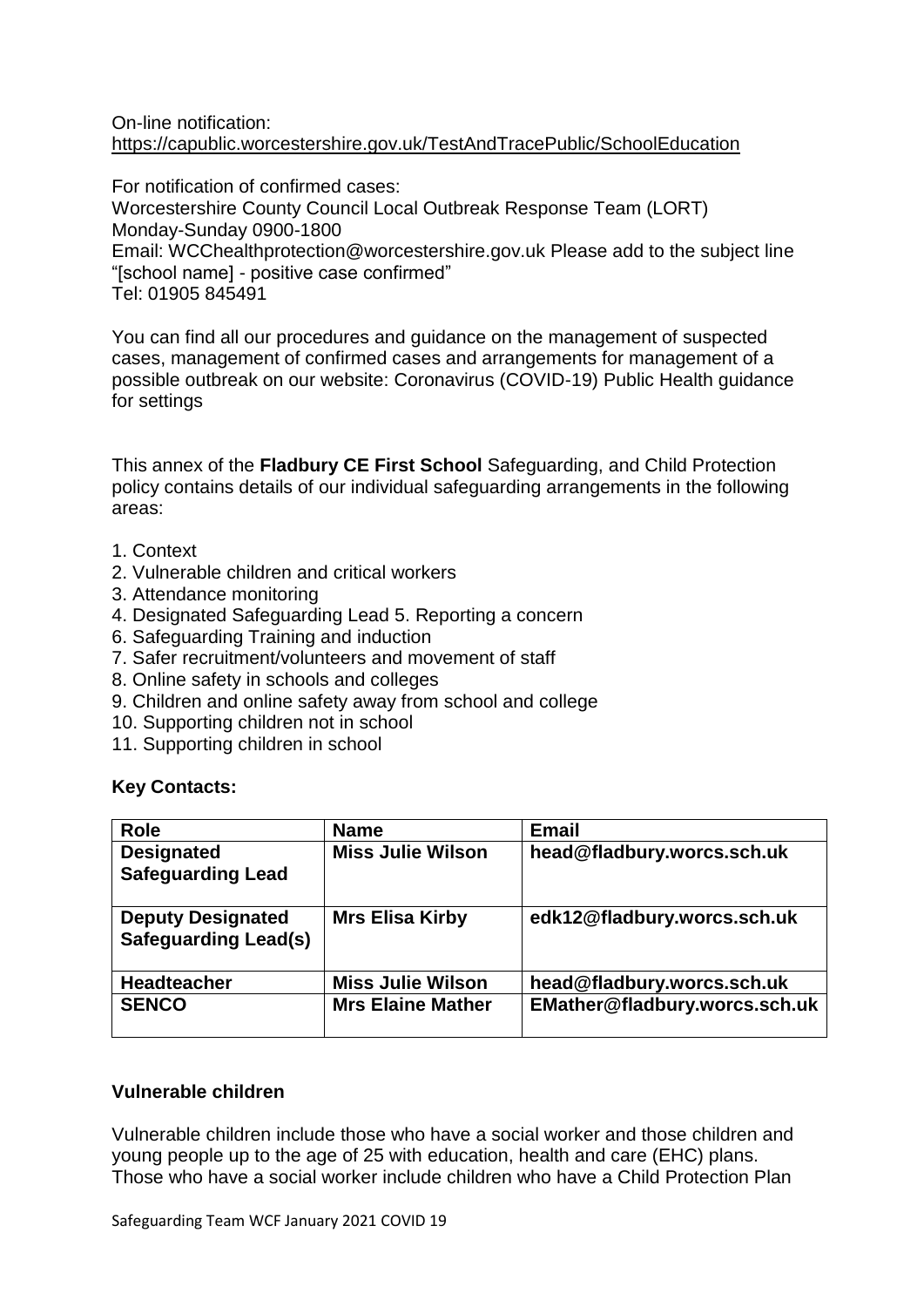On-line notification:
https://capublic.worcestershire.gov.uk/TestAndTracePublic/SchoolEducation

For notification of confirmed cases:
Worcestershire County Council Local Outbreak Response Team (LORT)
Monday-Sunday 0900-1800
Email: WCChealthprotection@worcestershire.gov.uk Please add to the subject line "[school name] - positive case confirmed"
Tel: 01905 845491

You can find all our procedures and guidance on the management of suspected cases, management of confirmed cases and arrangements for management of a possible outbreak on our website: Coronavirus (COVID-19) Public Health guidance for settings

This annex of the **Fladbury CE First School** Safeguarding, and Child Protection policy contains details of our individual safeguarding arrangements in the following areas:

1. Context
2. Vulnerable children and critical workers
3. Attendance monitoring
4. Designated Safeguarding Lead 5. Reporting a concern
6. Safeguarding Training and induction
7. Safer recruitment/volunteers and movement of staff
8. Online safety in schools and colleges
9. Children and online safety away from school and college
10. Supporting children not in school
11. Supporting children in school

**Key Contacts:**

| Role | Name | Email |
|---|---|---|
| **Designated Safeguarding Lead** | **Miss Julie Wilson** | **head@fladbury.worcs.sch.uk** |
| **Deputy Designated Safeguarding Lead(s)** | **Mrs Elisa Kirby** | **edk12@fladbury.worcs.sch.uk** |
| **Headteacher** | **Miss Julie Wilson** | **head@fladbury.worcs.sch.uk** |
| **SENCO** | **Mrs Elaine Mather** | **EMather@fladbury.worcs.sch.uk** |

**Vulnerable children**

Vulnerable children include those who have a social worker and those children and young people up to the age of 25 with education, health and care (EHC) plans. Those who have a social worker include children who have a Child Protection Plan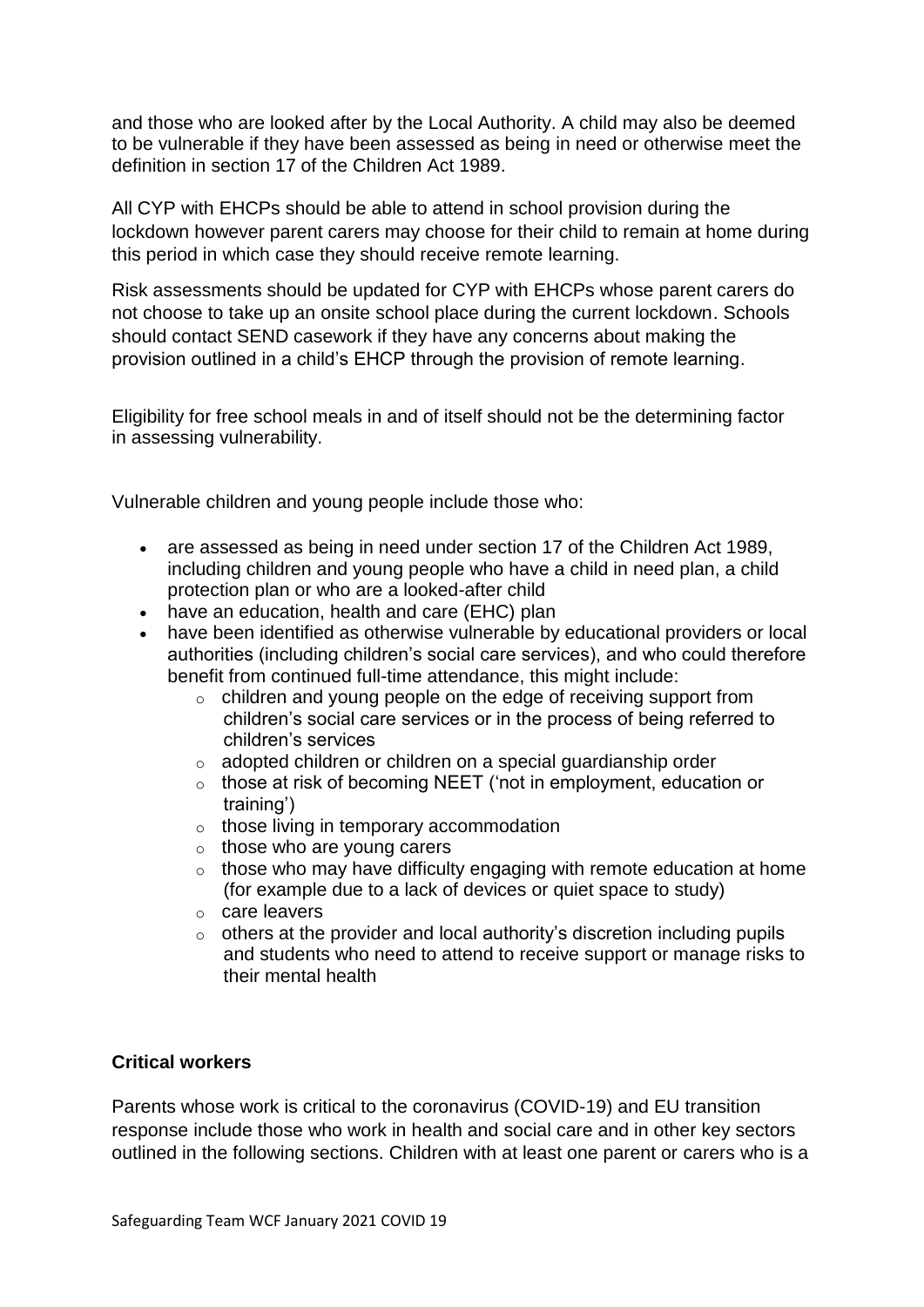and those who are looked after by the Local Authority. A child may also be deemed to be vulnerable if they have been assessed as being in need or otherwise meet the definition in section 17 of the Children Act 1989.

All CYP with EHCPs should be able to attend in school provision during the lockdown however parent carers may choose for their child to remain at home during this period in which case they should receive remote learning.

Risk assessments should be updated for CYP with EHCPs whose parent carers do not choose to take up an onsite school place during the current lockdown. Schools should contact SEND casework if they have any concerns about making the provision outlined in a child's EHCP through the provision of remote learning.

Eligibility for free school meals in and of itself should not be the determining factor in assessing vulnerability.

Vulnerable children and young people include those who:

- are assessed as being in need under section 17 of the Children Act 1989, including children and young people who have a child in need plan, a child protection plan or who are a looked-after child
- have an education, health and care (EHC) plan
- have been identified as otherwise vulnerable by educational providers or local authorities (including children's social care services), and who could therefore benefit from continued full-time attendance, this might include:
    - children and young people on the edge of receiving support from children's social care services or in the process of being referred to children's services
    - adopted children or children on a special guardianship order
    - those at risk of becoming NEET ('not in employment, education or training')
    - those living in temporary accommodation
    - those who are young carers
    - those who may have difficulty engaging with remote education at home (for example due to a lack of devices or quiet space to study)
    - care leavers
    - others at the provider and local authority's discretion including pupils and students who need to attend to receive support or manage risks to their mental health

**Critical workers**

Parents whose work is critical to the coronavirus (COVID-19) and EU transition response include those who work in health and social care and in other key sectors outlined in the following sections. Children with at least one parent or carers who is a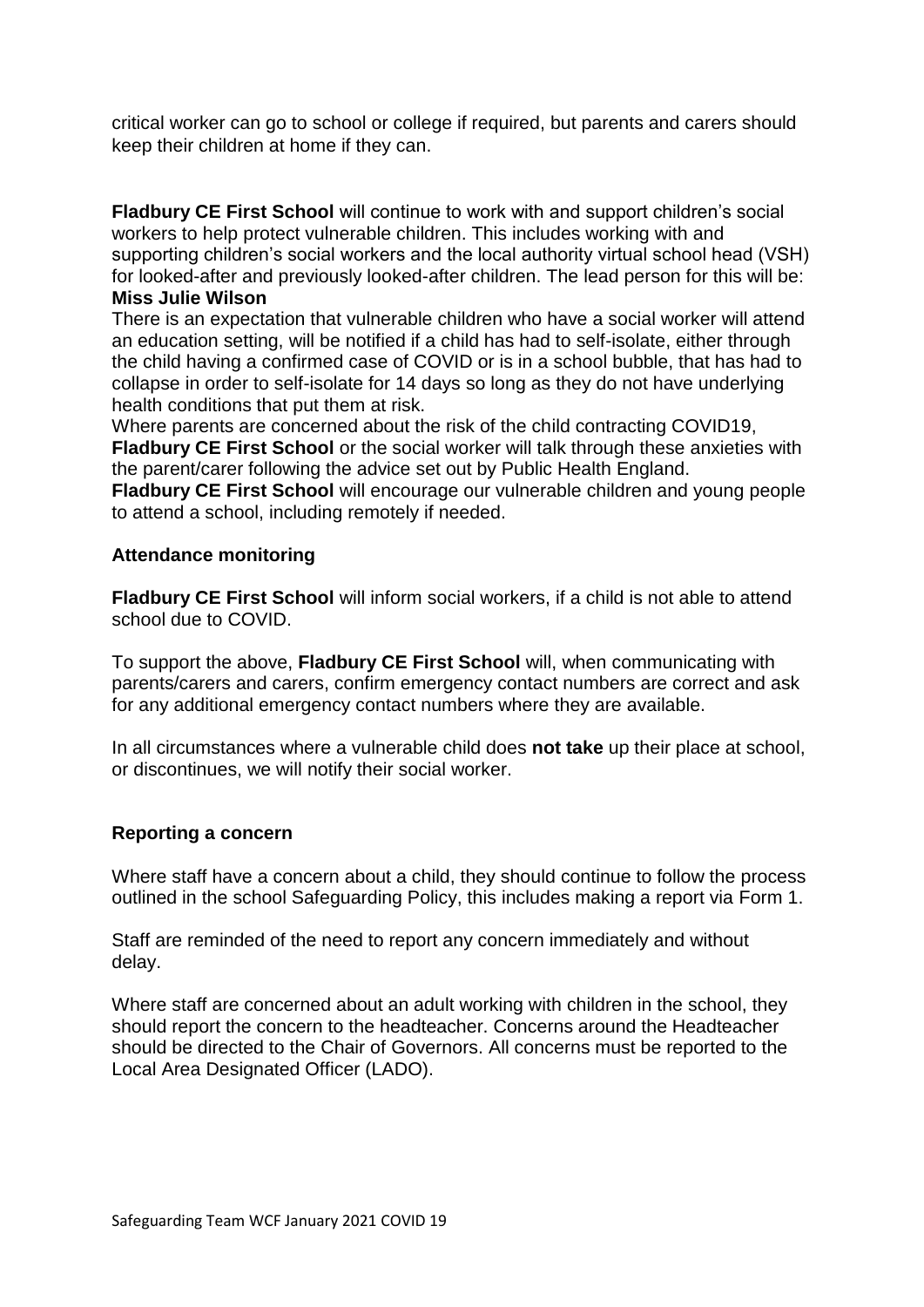critical worker can go to school or college if required, but parents and carers should keep their children at home if they can.

**Fladbury CE First School** will continue to work with and support children's social workers to help protect vulnerable children. This includes working with and supporting children's social workers and the local authority virtual school head (VSH) for looked-after and previously looked-after children. The lead person for this will be: **Miss Julie Wilson**

There is an expectation that vulnerable children who have a social worker will attend an education setting, will be notified if a child has had to self-isolate, either through the child having a confirmed case of COVID or is in a school bubble, that has had to collapse in order to self-isolate for 14 days so long as they do not have underlying health conditions that put them at risk.

Where parents are concerned about the risk of the child contracting COVID19, **Fladbury CE First School** or the social worker will talk through these anxieties with the parent/carer following the advice set out by Public Health England.

**Fladbury CE First School** will encourage our vulnerable children and young people to attend a school, including remotely if needed.

### Attendance monitoring

**Fladbury CE First School** will inform social workers, if a child is not able to attend school due to COVID.

To support the above, **Fladbury CE First School** will, when communicating with parents/carers and carers, confirm emergency contact numbers are correct and ask for any additional emergency contact numbers where they are available.

In all circumstances where a vulnerable child does **not take** up their place at school, or discontinues, we will notify their social worker.

### Reporting a concern

Where staff have a concern about a child, they should continue to follow the process outlined in the school Safeguarding Policy, this includes making a report via Form 1.

Staff are reminded of the need to report any concern immediately and without delay.

Where staff are concerned about an adult working with children in the school, they should report the concern to the headteacher. Concerns around the Headteacher should be directed to the Chair of Governors. All concerns must be reported to the Local Area Designated Officer (LADO).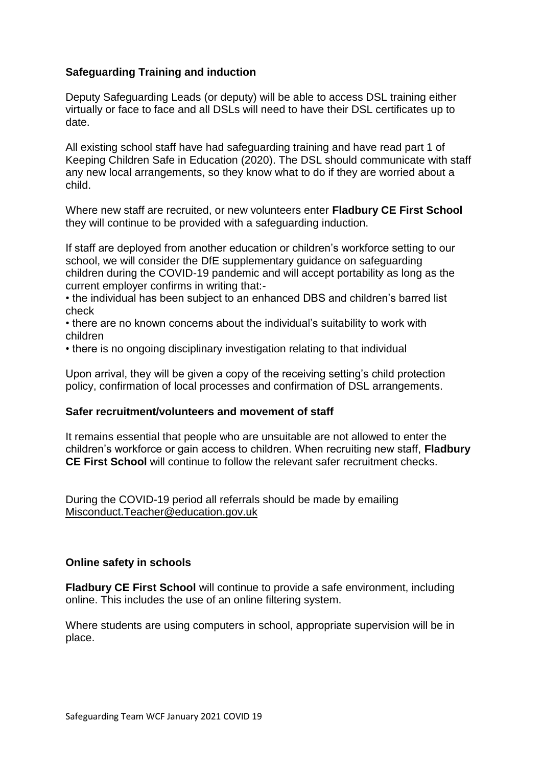### Safeguarding Training and induction

Deputy Safeguarding Leads (or deputy) will be able to access DSL training either virtually or face to face and all DSLs will need to have their DSL certificates up to date.

All existing school staff have had safeguarding training and have read part 1 of Keeping Children Safe in Education (2020). The DSL should communicate with staff any new local arrangements, so they know what to do if they are worried about a child.

Where new staff are recruited, or new volunteers enter **Fladbury CE First School** they will continue to be provided with a safeguarding induction.

If staff are deployed from another education or children's workforce setting to our school, we will consider the DfE supplementary guidance on safeguarding children during the COVID-19 pandemic and will accept portability as long as the current employer confirms in writing that:-

- the individual has been subject to an enhanced DBS and children's barred list check
- there are no known concerns about the individual's suitability to work with children
- there is no ongoing disciplinary investigation relating to that individual

Upon arrival, they will be given a copy of the receiving setting's child protection policy, confirmation of local processes and confirmation of DSL arrangements.

### Safer recruitment/volunteers and movement of staff

It remains essential that people who are unsuitable are not allowed to enter the children's workforce or gain access to children. When recruiting new staff, **Fladbury CE First School** will continue to follow the relevant safer recruitment checks.

During the COVID-19 period all referrals should be made by emailing Misconduct.Teacher@education.gov.uk

### Online safety in schools

**Fladbury CE First School** will continue to provide a safe environment, including online. This includes the use of an online filtering system.

Where students are using computers in school, appropriate supervision will be in place.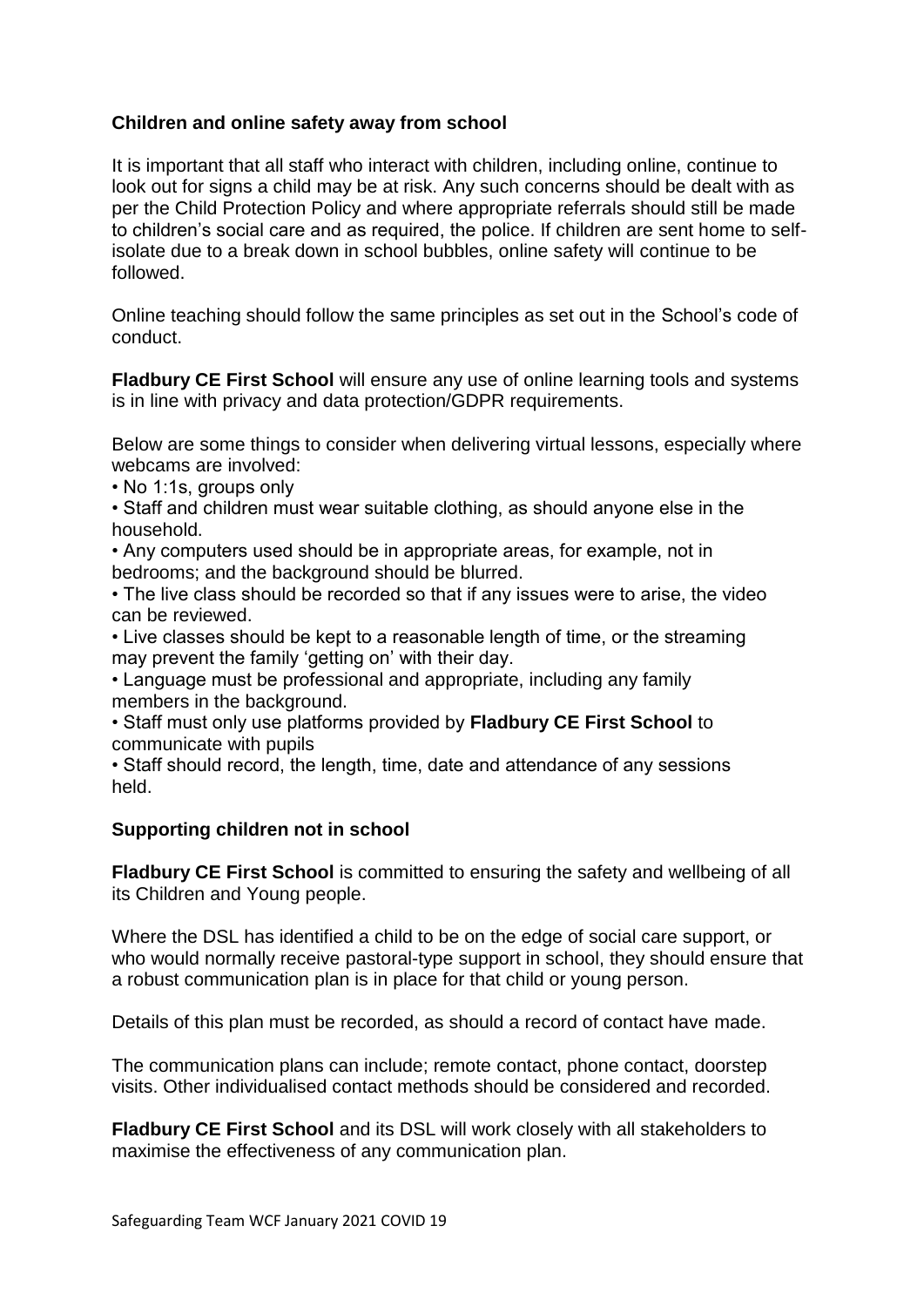**Children and online safety away from school**

It is important that all staff who interact with children, including online, continue to look out for signs a child may be at risk. Any such concerns should be dealt with as per the Child Protection Policy and where appropriate referrals should still be made to children's social care and as required, the police. If children are sent home to self-isolate due to a break down in school bubbles, online safety will continue to be followed.

Online teaching should follow the same principles as set out in the School's code of conduct.

**Fladbury CE First School** will ensure any use of online learning tools and systems is in line with privacy and data protection/GDPR requirements.

Below are some things to consider when delivering virtual lessons, especially where webcams are involved:

- No 1:1s, groups only
- Staff and children must wear suitable clothing, as should anyone else in the household.
- Any computers used should be in appropriate areas, for example, not in bedrooms; and the background should be blurred.
- The live class should be recorded so that if any issues were to arise, the video can be reviewed.
- Live classes should be kept to a reasonable length of time, or the streaming may prevent the family 'getting on' with their day.
- Language must be professional and appropriate, including any family members in the background.
- Staff must only use platforms provided by **Fladbury CE First School** to communicate with pupils
- Staff should record, the length, time, date and attendance of any sessions held.

**Supporting children not in school**

**Fladbury CE First School** is committed to ensuring the safety and wellbeing of all its Children and Young people.

Where the DSL has identified a child to be on the edge of social care support, or who would normally receive pastoral-type support in school, they should ensure that a robust communication plan is in place for that child or young person.

Details of this plan must be recorded, as should a record of contact have made.

The communication plans can include; remote contact, phone contact, doorstep visits. Other individualised contact methods should be considered and recorded.

**Fladbury CE First School** and its DSL will work closely with all stakeholders to maximise the effectiveness of any communication plan.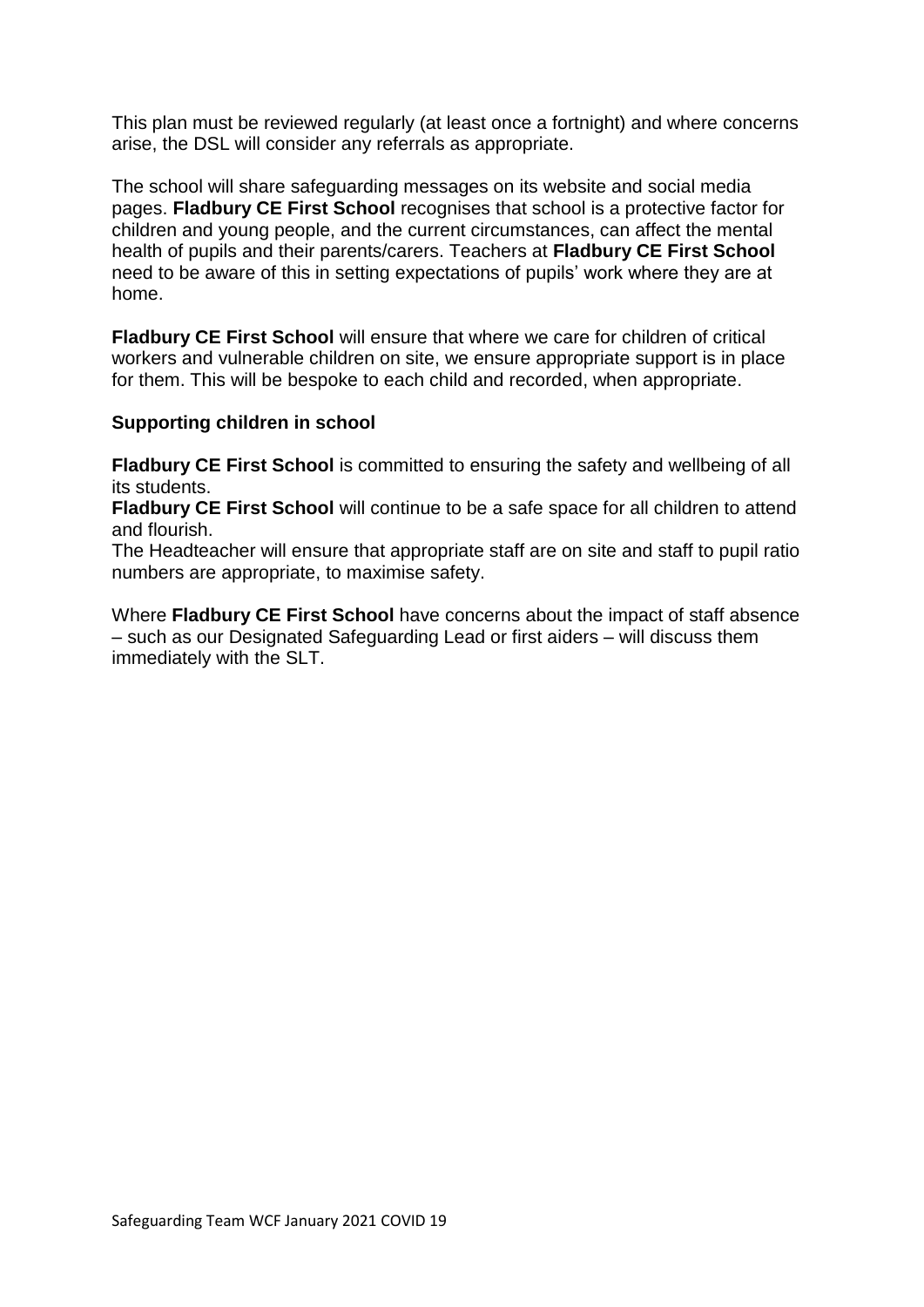This plan must be reviewed regularly (at least once a fortnight) and where concerns arise, the DSL will consider any referrals as appropriate.

The school will share safeguarding messages on its website and social media pages. **Fladbury CE First School** recognises that school is a protective factor for children and young people, and the current circumstances, can affect the mental health of pupils and their parents/carers. Teachers at **Fladbury CE First School** need to be aware of this in setting expectations of pupils' work where they are at home.

**Fladbury CE First School** will ensure that where we care for children of critical workers and vulnerable children on site, we ensure appropriate support is in place for them. This will be bespoke to each child and recorded, when appropriate.

**Supporting children in school**

**Fladbury CE First School** is committed to ensuring the safety and wellbeing of all its students.
**Fladbury CE First School** will continue to be a safe space for all children to attend and flourish.
The Headteacher will ensure that appropriate staff are on site and staff to pupil ratio numbers are appropriate, to maximise safety.

Where **Fladbury CE First School** have concerns about the impact of staff absence – such as our Designated Safeguarding Lead or first aiders – will discuss them immediately with the SLT.